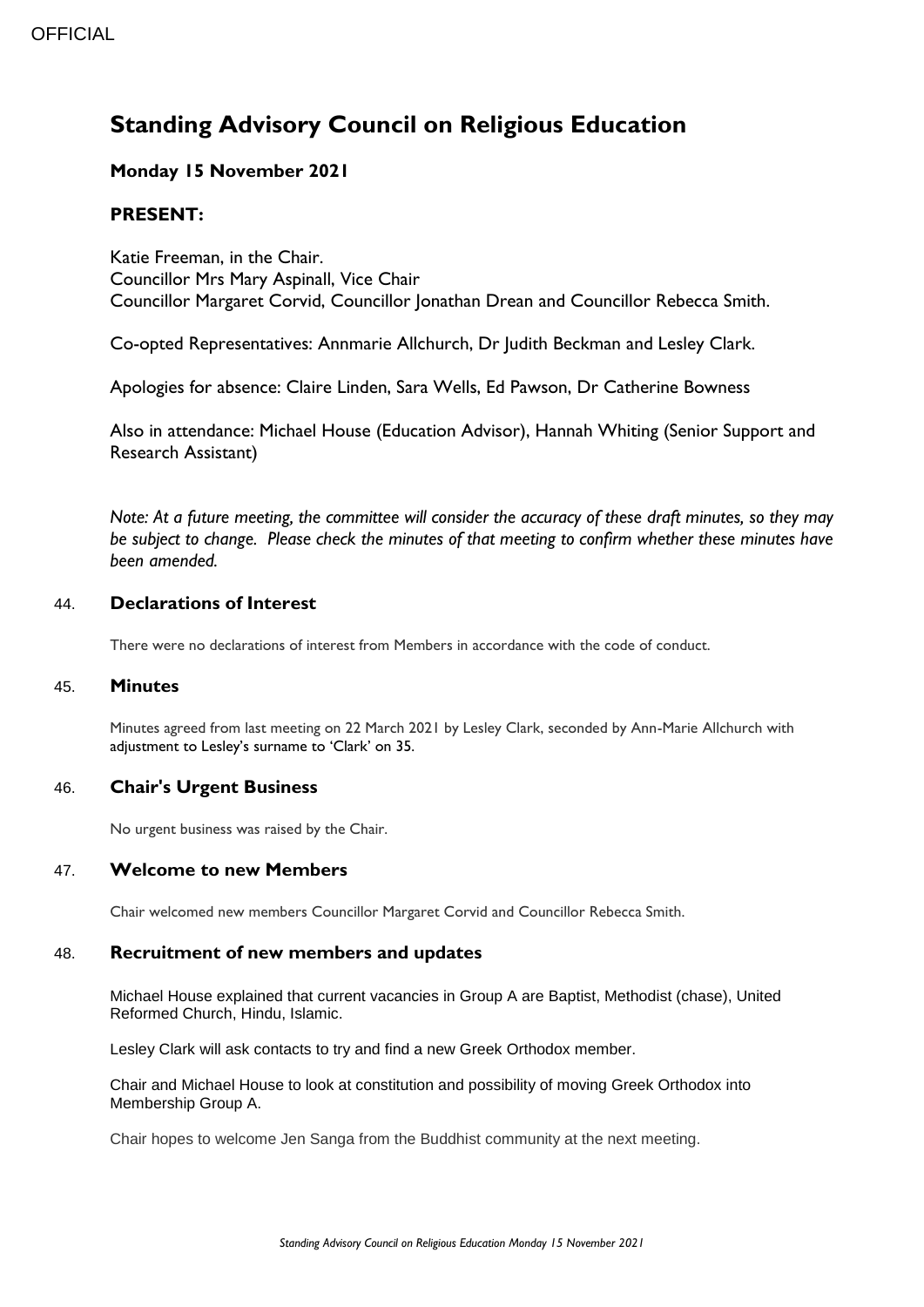OFFICIAL

# Standing Advisory Council on Religious Education

### Monday 15 November 2021

### PRESENT:

Katie Freeman, in the Chair.
Councillor Mrs Mary Aspinall, Vice Chair
Councillor Margaret Corvid, Councillor Jonathan Drean and Councillor Rebecca Smith.

Co-opted Representatives: Annmarie Allchurch, Dr Judith Beckman and Lesley Clark.

Apologies for absence: Claire Linden, Sara Wells, Ed Pawson, Dr Catherine Bowness

Also in attendance: Michael House (Education Advisor), Hannah Whiting (Senior Support and Research Assistant)

*Note: At a future meeting, the committee will consider the accuracy of these draft minutes, so they may be subject to change. Please check the minutes of that meeting to confirm whether these minutes have been amended.*

## 44. Declarations of Interest

There were no declarations of interest from Members in accordance with the code of conduct.

## 45. Minutes

Minutes agreed from last meeting on 22 March 2021 by Lesley Clark, seconded by Ann-Marie Allchurch with adjustment to Lesley's surname to 'Clark' on 35.

## 46. Chair's Urgent Business

No urgent business was raised by the Chair.

## 47. Welcome to new Members

Chair welcomed new members Councillor Margaret Corvid and Councillor Rebecca Smith.

## 48. Recruitment of new members and updates

Michael House explained that current vacancies in Group A are Baptist, Methodist (chase), United Reformed Church, Hindu, Islamic.

Lesley Clark will ask contacts to try and find a new Greek Orthodox member.

Chair and Michael House to look at constitution and possibility of moving Greek Orthodox into Membership Group A.

Chair hopes to welcome Jen Sanga from the Buddhist community at the next meeting.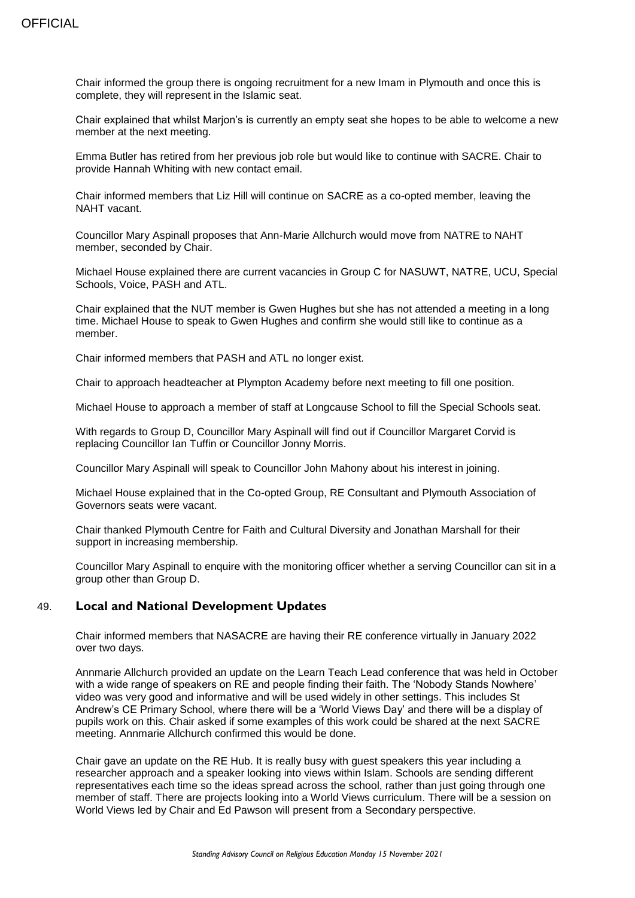Chair informed the group there is ongoing recruitment for a new Imam in Plymouth and once this is complete, they will represent in the Islamic seat.

Chair explained that whilst Marjon's is currently an empty seat she hopes to be able to welcome a new member at the next meeting.

Emma Butler has retired from her previous job role but would like to continue with SACRE. Chair to provide Hannah Whiting with new contact email.

Chair informed members that Liz Hill will continue on SACRE as a co-opted member, leaving the NAHT vacant.

Councillor Mary Aspinall proposes that Ann-Marie Allchurch would move from NATRE to NAHT member, seconded by Chair.

Michael House explained there are current vacancies in Group C for NASUWT, NATRE, UCU, Special Schools, Voice, PASH and ATL.

Chair explained that the NUT member is Gwen Hughes but she has not attended a meeting in a long time. Michael House to speak to Gwen Hughes and confirm she would still like to continue as a member.

Chair informed members that PASH and ATL no longer exist.

Chair to approach headteacher at Plympton Academy before next meeting to fill one position.

Michael House to approach a member of staff at Longcause School to fill the Special Schools seat.

With regards to Group D, Councillor Mary Aspinall will find out if Councillor Margaret Corvid is replacing Councillor Ian Tuffin or Councillor Jonny Morris.

Councillor Mary Aspinall will speak to Councillor John Mahony about his interest in joining.

Michael House explained that in the Co-opted Group, RE Consultant and Plymouth Association of Governors seats were vacant.

Chair thanked Plymouth Centre for Faith and Cultural Diversity and Jonathan Marshall for their support in increasing membership.

Councillor Mary Aspinall to enquire with the monitoring officer whether a serving Councillor can sit in a group other than Group D.

## 49. Local and National Development Updates

Chair informed members that NASACRE are having their RE conference virtually in January 2022 over two days.

Annmarie Allchurch provided an update on the Learn Teach Lead conference that was held in October with a wide range of speakers on RE and people finding their faith. The 'Nobody Stands Nowhere' video was very good and informative and will be used widely in other settings. This includes St Andrew's CE Primary School, where there will be a 'World Views Day' and there will be a display of pupils work on this. Chair asked if some examples of this work could be shared at the next SACRE meeting. Annmarie Allchurch confirmed this would be done.

Chair gave an update on the RE Hub. It is really busy with guest speakers this year including a researcher approach and a speaker looking into views within Islam. Schools are sending different representatives each time so the ideas spread across the school, rather than just going through one member of staff. There are projects looking into a World Views curriculum. There will be a session on World Views led by Chair and Ed Pawson will present from a Secondary perspective.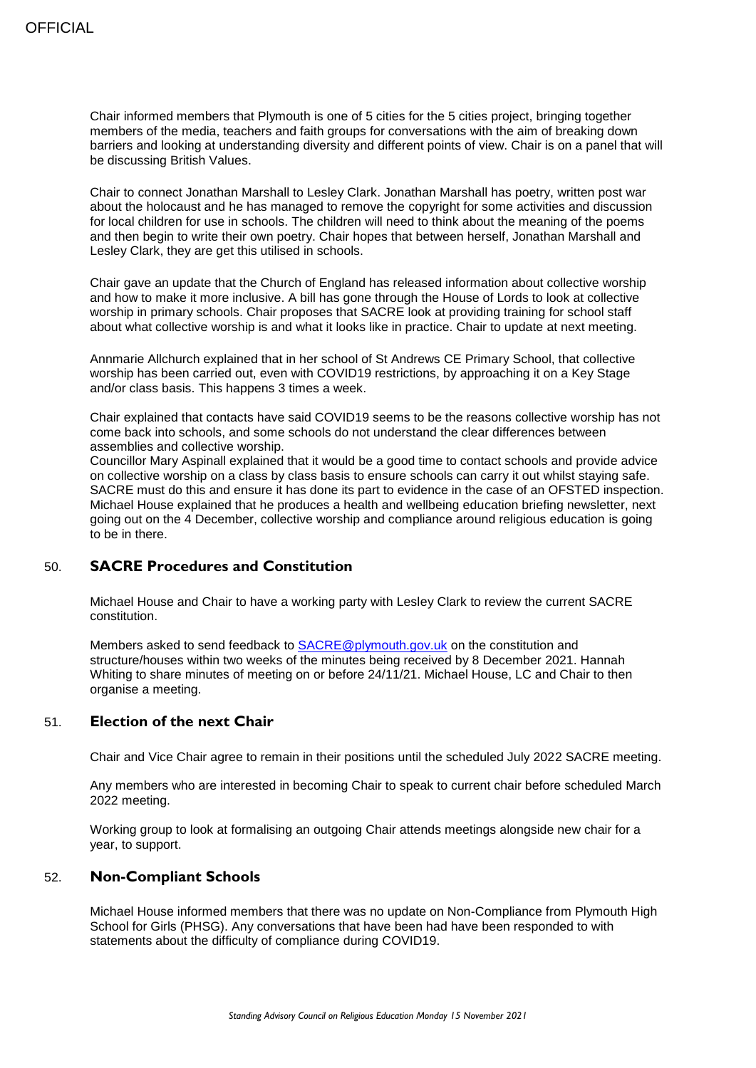Chair informed members that Plymouth is one of 5 cities for the 5 cities project, bringing together members of the media, teachers and faith groups for conversations with the aim of breaking down barriers and looking at understanding diversity and different points of view. Chair is on a panel that will be discussing British Values.

Chair to connect Jonathan Marshall to Lesley Clark. Jonathan Marshall has poetry, written post war about the holocaust and he has managed to remove the copyright for some activities and discussion for local children for use in schools. The children will need to think about the meaning of the poems and then begin to write their own poetry. Chair hopes that between herself, Jonathan Marshall and Lesley Clark, they are get this utilised in schools.

Chair gave an update that the Church of England has released information about collective worship and how to make it more inclusive. A bill has gone through the House of Lords to look at collective worship in primary schools. Chair proposes that SACRE look at providing training for school staff about what collective worship is and what it looks like in practice. Chair to update at next meeting.

Annmarie Allchurch explained that in her school of St Andrews CE Primary School, that collective worship has been carried out, even with COVID19 restrictions, by approaching it on a Key Stage and/or class basis. This happens 3 times a week.

Chair explained that contacts have said COVID19 seems to be the reasons collective worship has not come back into schools, and some schools do not understand the clear differences between assemblies and collective worship.
Councillor Mary Aspinall explained that it would be a good time to contact schools and provide advice on collective worship on a class by class basis to ensure schools can carry it out whilst staying safe. SACRE must do this and ensure it has done its part to evidence in the case of an OFSTED inspection. Michael House explained that he produces a health and wellbeing education briefing newsletter, next going out on the 4 December, collective worship and compliance around religious education is going to be in there.

## 50. SACRE Procedures and Constitution

Michael House and Chair to have a working party with Lesley Clark to review the current SACRE constitution.

Members asked to send feedback to SACRE@plymouth.gov.uk on the constitution and structure/houses within two weeks of the minutes being received by 8 December 2021. Hannah Whiting to share minutes of meeting on or before 24/11/21. Michael House, LC and Chair to then organise a meeting.

## 51. Election of the next Chair

Chair and Vice Chair agree to remain in their positions until the scheduled July 2022 SACRE meeting.

Any members who are interested in becoming Chair to speak to current chair before scheduled March 2022 meeting.

Working group to look at formalising an outgoing Chair attends meetings alongside new chair for a year, to support.

## 52. Non-Compliant Schools

Michael House informed members that there was no update on Non-Compliance from Plymouth High School for Girls (PHSG). Any conversations that have been had have been responded to with statements about the difficulty of compliance during COVID19.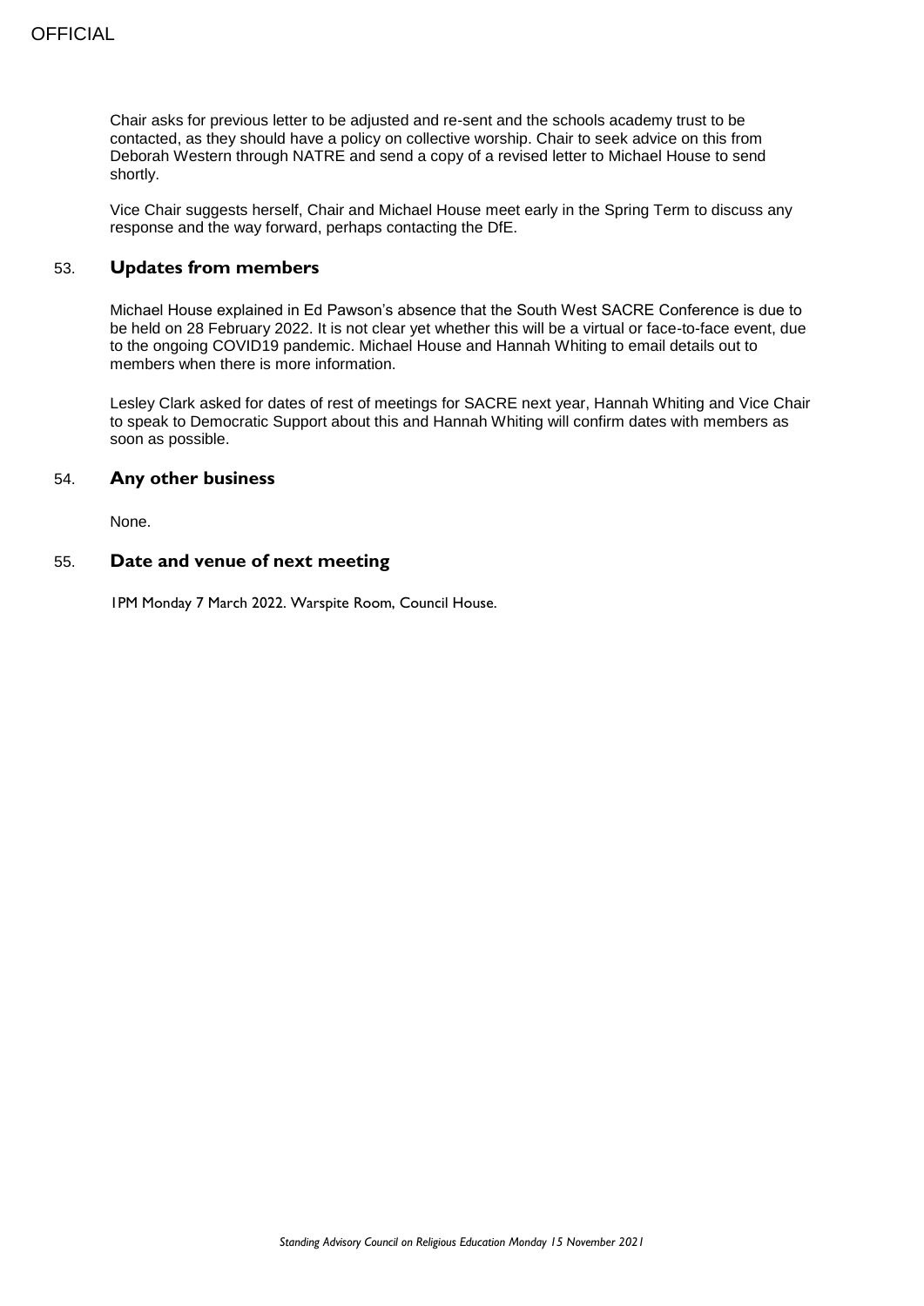Chair asks for previous letter to be adjusted and re-sent and the schools academy trust to be contacted, as they should have a policy on collective worship. Chair to seek advice on this from Deborah Western through NATRE and send a copy of a revised letter to Michael House to send shortly.

Vice Chair suggests herself, Chair and Michael House meet early in the Spring Term to discuss any response and the way forward, perhaps contacting the DfE.

## 53. Updates from members

Michael House explained in Ed Pawson's absence that the South West SACRE Conference is due to be held on 28 February 2022. It is not clear yet whether this will be a virtual or face-to-face event, due to the ongoing COVID19 pandemic. Michael House and Hannah Whiting to email details out to members when there is more information.

Lesley Clark asked for dates of rest of meetings for SACRE next year, Hannah Whiting and Vice Chair to speak to Democratic Support about this and Hannah Whiting will confirm dates with members as soon as possible.

## 54. Any other business

None.

## 55. Date and venue of next meeting

1PM Monday 7 March 2022. Warspite Room, Council House.